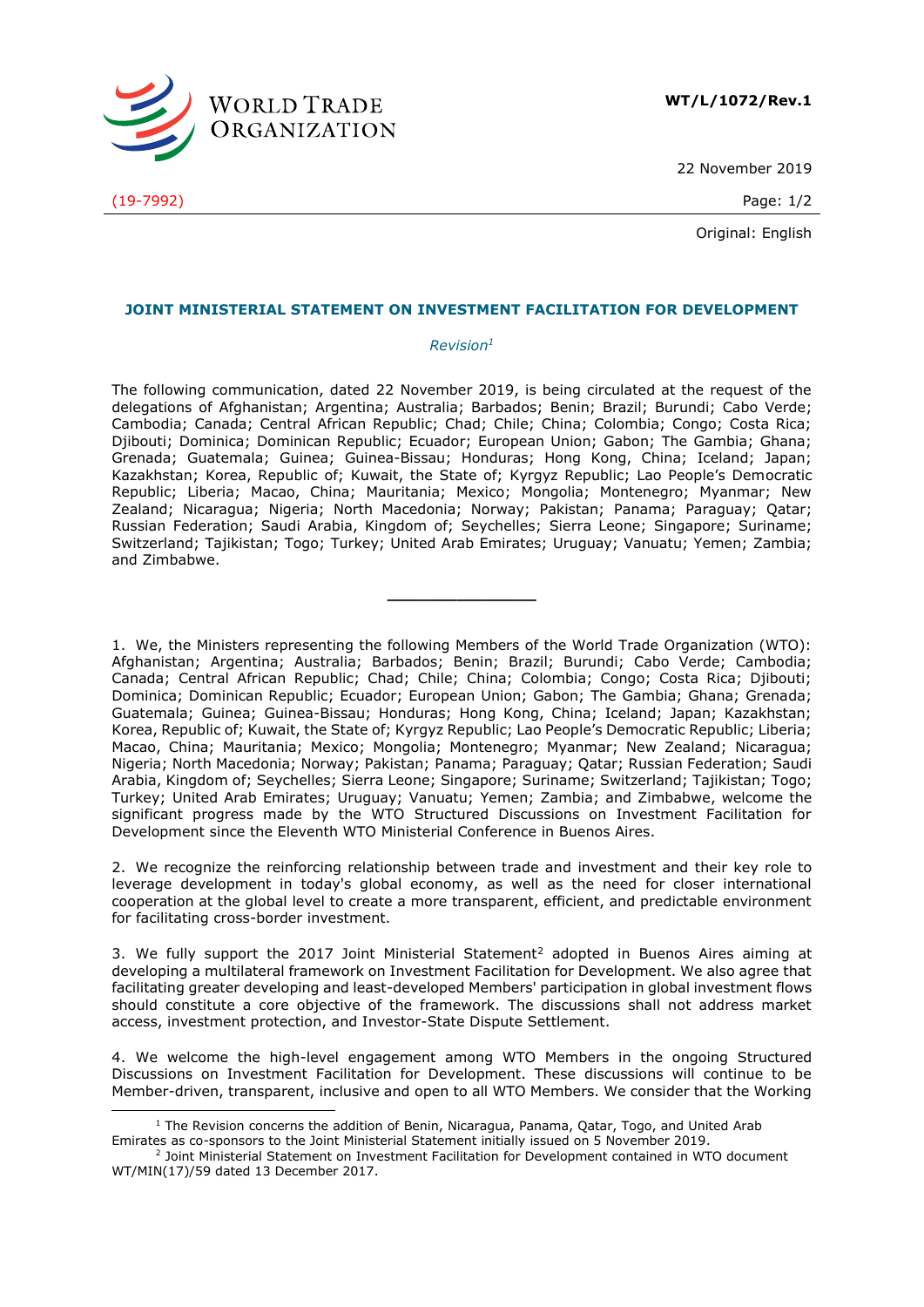WORLD TRADE ORGANIZATION

**WT/L/1072/Rev.1**

22 November 2019

(19-7992)

Original: English

## JOINT MINISTERIAL STATEMENT ON INVESTMENT FACILITATION FOR DEVELOPMENT

*Revision*[1]

The following communication, dated 22 November 2019, is being circulated at the request of the delegations of Afghanistan; Argentina; Australia; Barbados; Benin; Brazil; Burundi; Cabo Verde; Cambodia; Canada; Central African Republic; Chad; Chile; China; Colombia; Congo; Costa Rica; Djibouti; Dominica; Dominican Republic; Ecuador; European Union; Gabon; The Gambia; Ghana; Grenada; Guatemala; Guinea; Guinea-Bissau; Honduras; Hong Kong, China; Iceland; Japan; Kazakhstan; Korea, Republic of; Kuwait, the State of; Kyrgyz Republic; Lao People's Democratic Republic; Liberia; Macao, China; Mauritania; Mexico; Mongolia; Montenegro; Myanmar; New Zealand; Nicaragua; Nigeria; North Macedonia; Norway; Pakistan; Panama; Paraguay; Qatar; Russian Federation; Saudi Arabia, Kingdom of; Seychelles; Sierra Leone; Singapore; Suriname; Switzerland; Tajikistan; Togo; Turkey; United Arab Emirates; Uruguay; Vanuatu; Yemen; Zambia; and Zimbabwe.

\_\_\_\_\_\_\_\_\_\_\_\_\_\_\_

1. We, the Ministers representing the following Members of the World Trade Organization (WTO): Afghanistan; Argentina; Australia; Barbados; Benin; Brazil; Burundi; Cabo Verde; Cambodia; Canada; Central African Republic; Chad; Chile; China; Colombia; Congo; Costa Rica; Djibouti; Dominica; Dominican Republic; Ecuador; European Union; Gabon; The Gambia; Ghana; Grenada; Guatemala; Guinea; Guinea-Bissau; Honduras; Hong Kong, China; Iceland; Japan; Kazakhstan; Korea, Republic of; Kuwait, the State of; Kyrgyz Republic; Lao People's Democratic Republic; Liberia; Macao, China; Mauritania; Mexico; Mongolia; Montenegro; Myanmar; New Zealand; Nicaragua; Nigeria; North Macedonia; Norway; Pakistan; Panama; Paraguay; Qatar; Russian Federation; Saudi Arabia, Kingdom of; Seychelles; Sierra Leone; Singapore; Suriname; Switzerland; Tajikistan; Togo; Turkey; United Arab Emirates; Uruguay; Vanuatu; Yemen; Zambia; and Zimbabwe, welcome the significant progress made by the WTO Structured Discussions on Investment Facilitation for Development since the Eleventh WTO Ministerial Conference in Buenos Aires.

2. We recognize the reinforcing relationship between trade and investment and their key role to leverage development in today's global economy, as well as the need for closer international cooperation at the global level to create a more transparent, efficient, and predictable environment for facilitating cross-border investment.

3. We fully support the 2017 Joint Ministerial Statement[2] adopted in Buenos Aires aiming at developing a multilateral framework on Investment Facilitation for Development. We also agree that facilitating greater developing and least-developed Members' participation in global investment flows should constitute a core objective of the framework. The discussions shall not address market access, investment protection, and Investor-State Dispute Settlement.

4. We welcome the high-level engagement among WTO Members in the ongoing Structured Discussions on Investment Facilitation for Development. These discussions will continue to be Member-driven, transparent, inclusive and open to all WTO Members. We consider that the Working

[1] The Revision concerns the addition of Benin, Nicaragua, Panama, Qatar, Togo, and United Arab Emirates as co-sponsors to the Joint Ministerial Statement initially issued on 5 November 2019.

[2] Joint Ministerial Statement on Investment Facilitation for Development contained in WTO document WT/MIN(17)/59 dated 13 December 2017.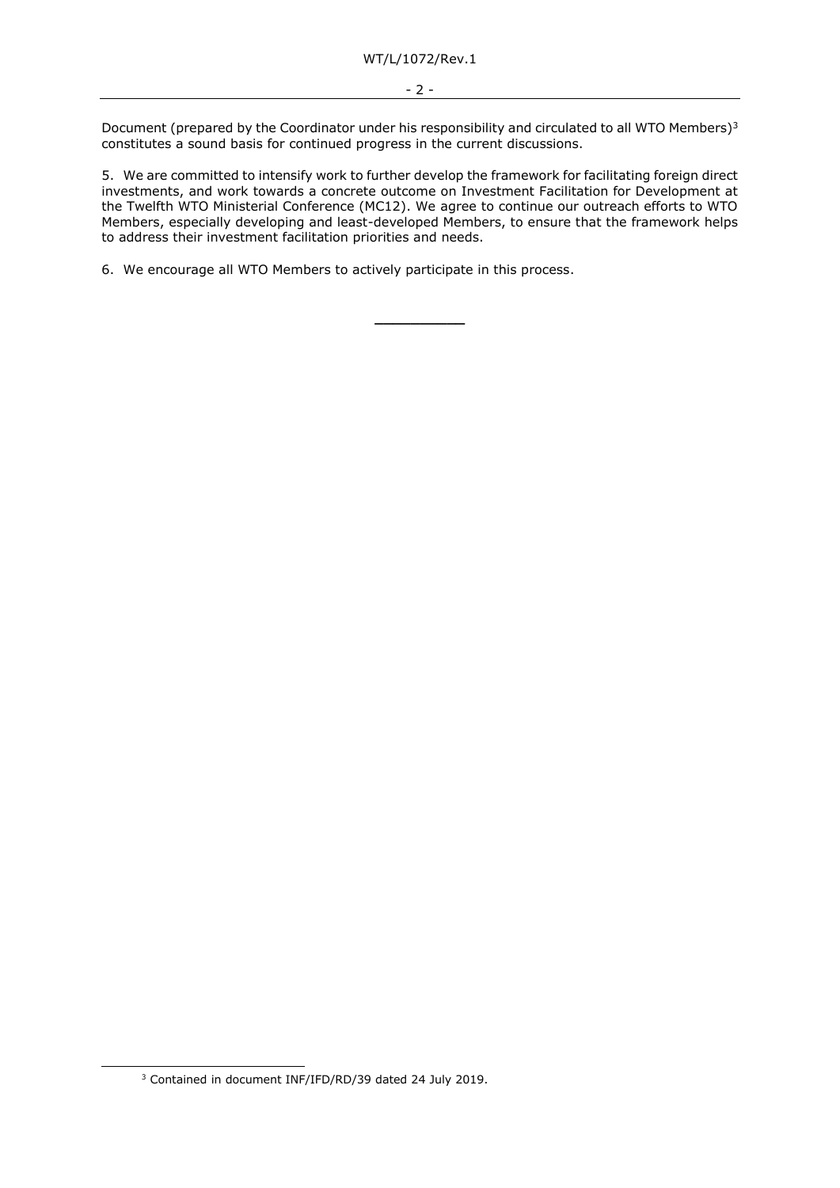Document (prepared by the Coordinator under his responsibility and circulated to all WTO Members)[3] constitutes a sound basis for continued progress in the current discussions.

5. We are committed to intensify work to further develop the framework for facilitating foreign direct investments, and work towards a concrete outcome on Investment Facilitation for Development at the Twelfth WTO Ministerial Conference (MC12). We agree to continue our outreach efforts to WTO Members, especially developing and least-developed Members, to ensure that the framework helps to address their investment facilitation priorities and needs.

6. We encourage all WTO Members to actively participate in this process.

__________

[3] Contained in document INF/IFD/RD/39 dated 24 July 2019.